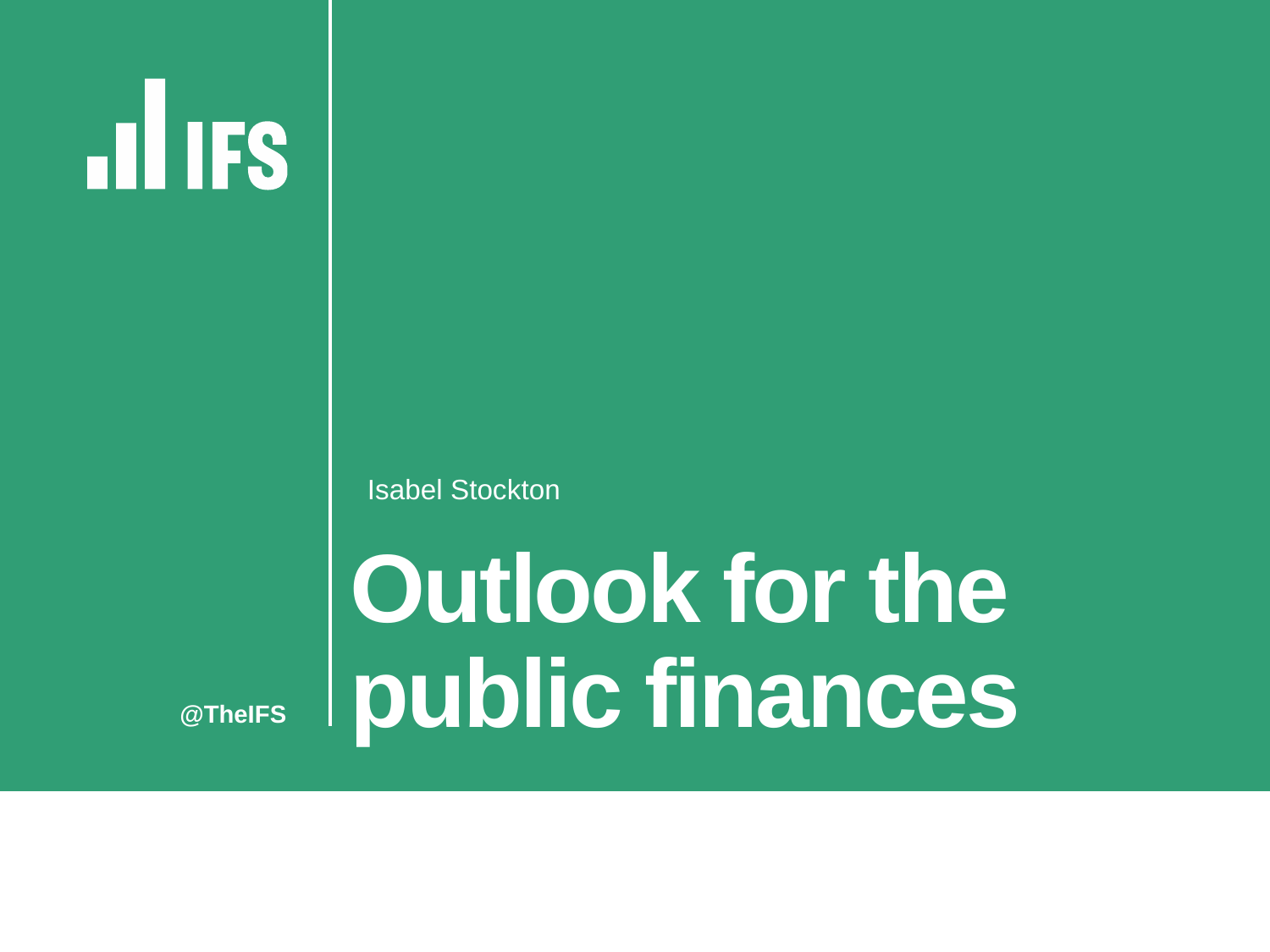IFS

Isabel Stockton

# Outlook for the public finances

@TheIFS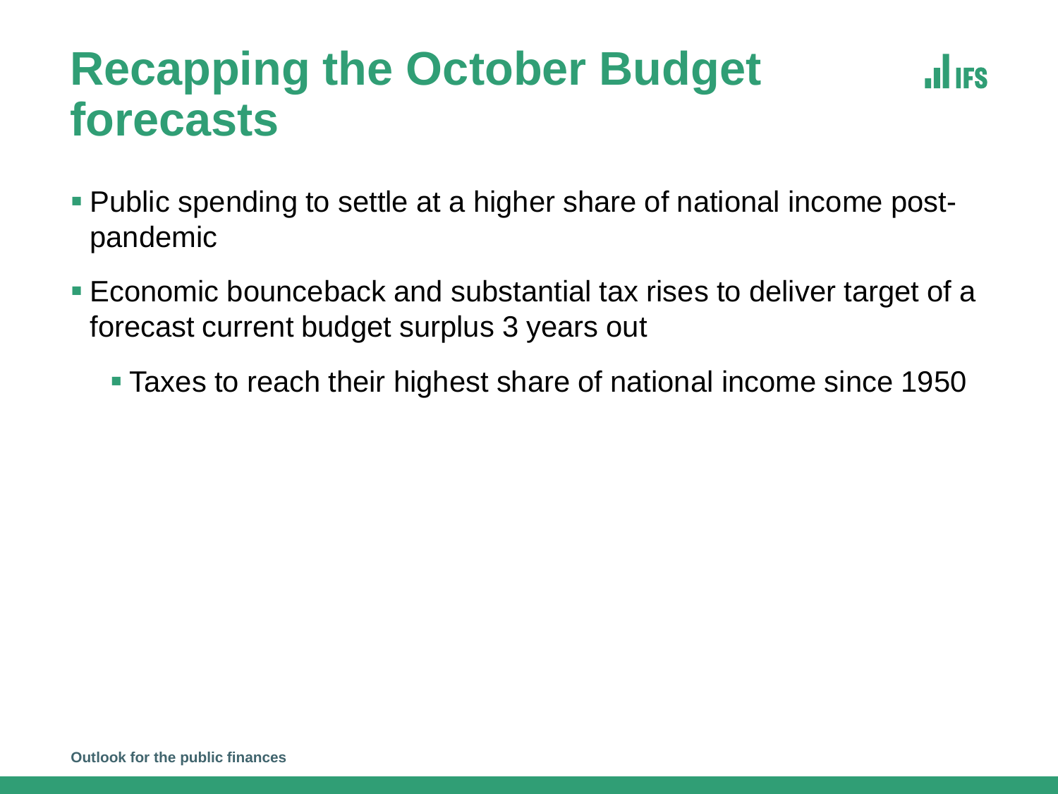# Recapping the October Budget forecasts

- Public spending to settle at a higher share of national income post-pandemic
- Economic bounceback and substantial tax rises to deliver target of a forecast current budget surplus 3 years out
  - Taxes to reach their highest share of national income since 1950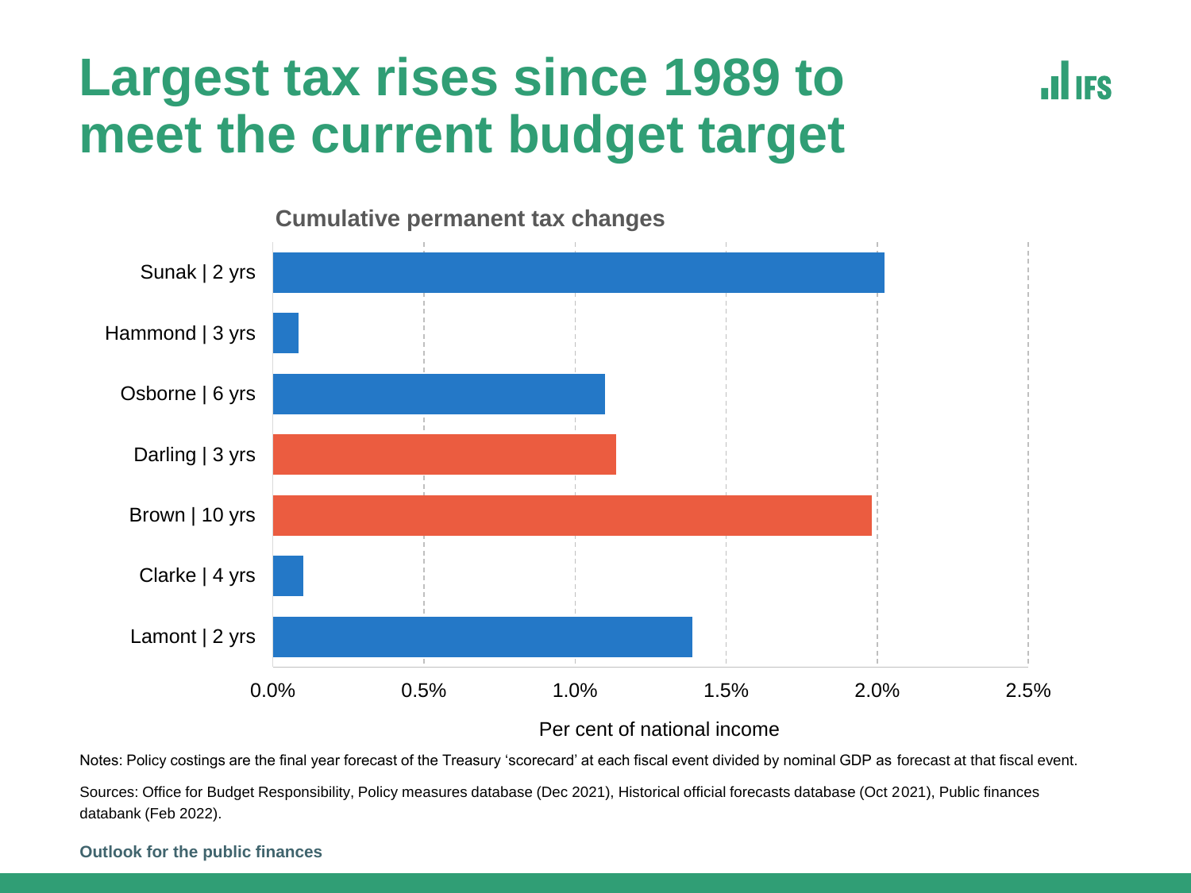# Largest tax rises since 1989 to meet the current budget target

IFS

Cumulative permanent tax changes

Sunak | 2 yrs

Hammond | 3 yrs

Osborne | 6 yrs

Darling | 3 yrs

Brown | 10 yrs

Clarke | 4 yrs

Lamont | 2 yrs

0.0% 0.5% 1.0% 1.5% 2.0% 2.5%

Per cent of national income

Notes: Policy costings are the final year forecast of the Treasury 'scorecard' at each fiscal event divided by nominal GDP as forecast at that fiscal event.

Sources: Office for Budget Responsibility, Policy measures database (Dec 2021), Historical official forecasts database (Oct 2021), Public finances databank (Feb 2022).

**Outlook for the public finances**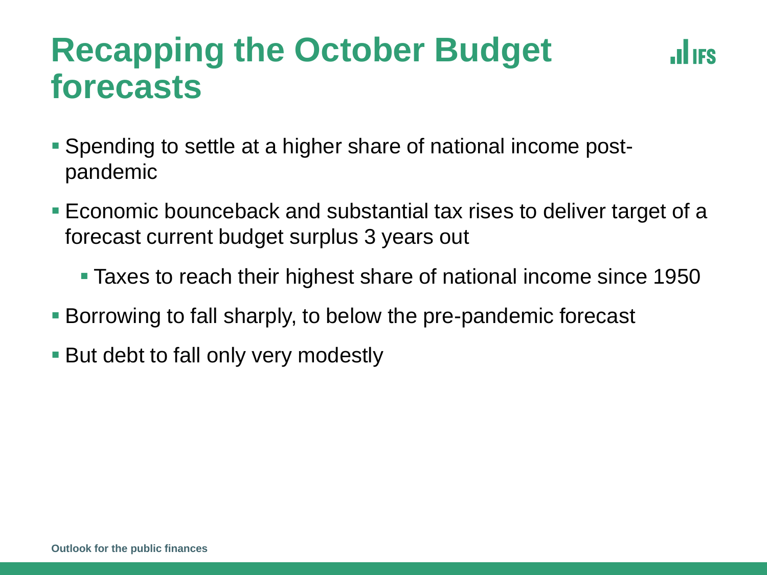# Recapping the October Budget forecasts

- Spending to settle at a higher share of national income post-pandemic
- Economic bounceback and substantial tax rises to deliver target of a forecast current budget surplus 3 years out
  - Taxes to reach their highest share of national income since 1950
- Borrowing to fall sharply, to below the pre-pandemic forecast
- But debt to fall only very modestly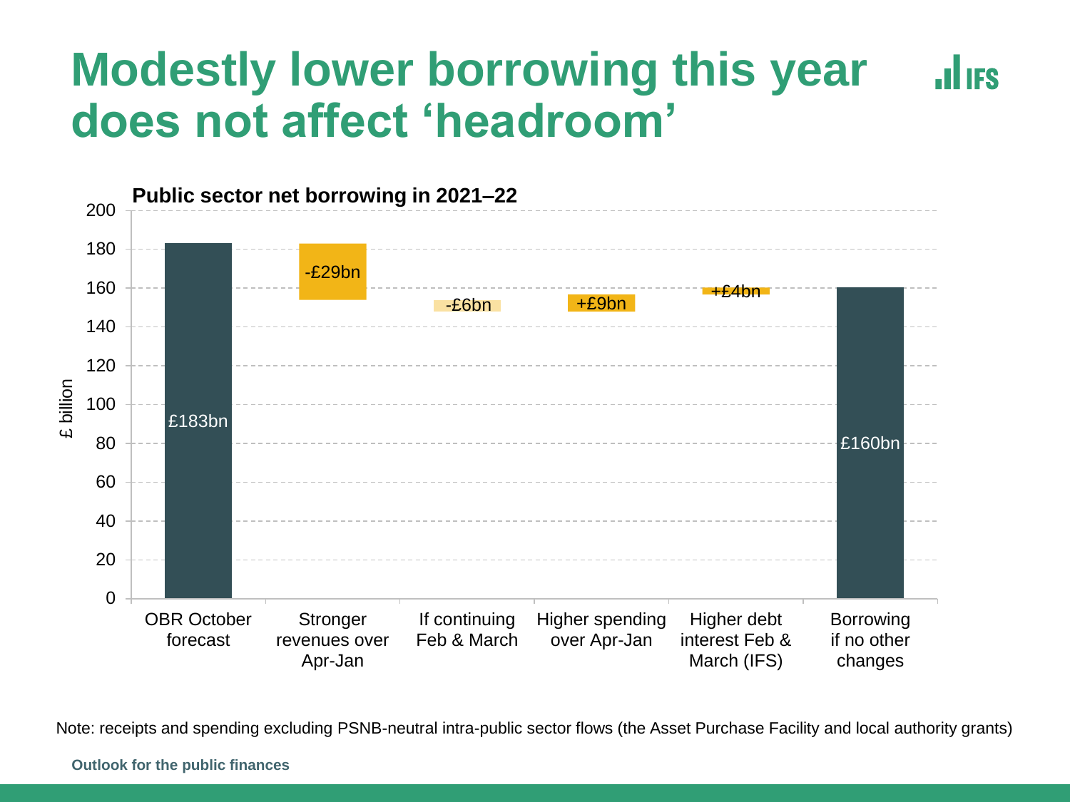# Modestly lower borrowing this year does not affect 'headroom'

**Public sector net borrowing in 2021–22**

£ billion

0
20
40
60
80
100
120
140
160
180
200

£183bn
-£29bn
-£6bn
+£9bn
+£4bn
£160bn

OBR October forecast
Stronger revenues over Apr-Jan
If continuing Feb & March
Higher spending over Apr-Jan
Higher debt interest Feb & March (IFS)
Borrowing if no other changes

Note: receipts and spending excluding PSNB-neutral intra-public sector flows (the Asset Purchase Facility and local authority grants)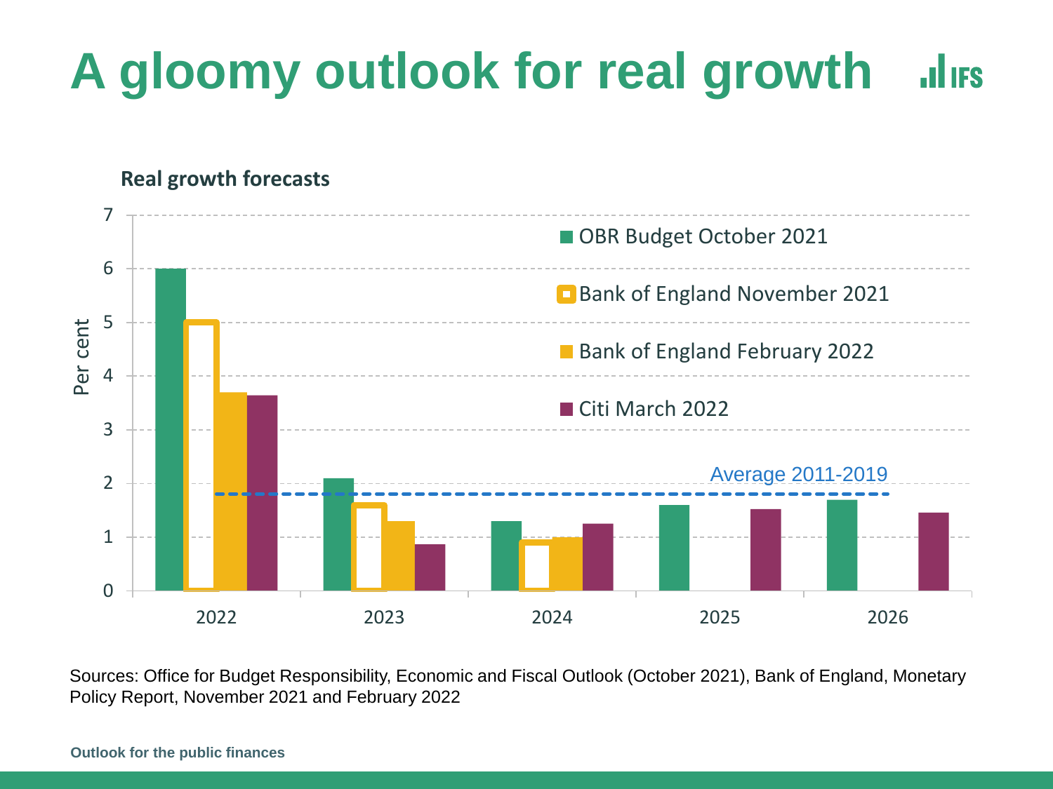# A gloomy outlook for real growth

**Real growth forecasts**

7
6
5
4
3
2
1
0

Per cent

OBR Budget October 2021
Bank of England November 2021
Bank of England February 2022
Citi March 2022

Average 2011-2019

2022
2023
2024
2025
2026

Sources: Office for Budget Responsibility, Economic and Fiscal Outlook (October 2021), Bank of England, Monetary Policy Report, November 2021 and February 2022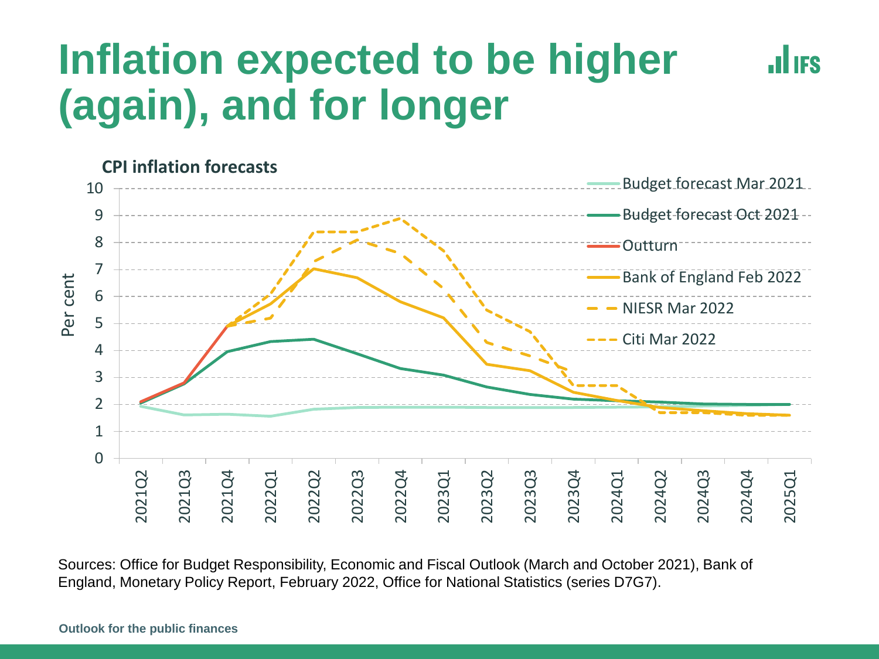# Inflation expected to be higher (again), and for longer

CPI inflation forecasts

Per cent

10
9
8
7
6
5
4
3
2
1
0

2021Q2
2021Q3
2021Q4
2022Q1
2022Q2
2022Q3
2022Q4
2023Q1
2023Q2
2023Q3
2023Q4
2024Q1
2024Q2
2024Q3
2024Q4
2025Q1

Budget forecast Mar 2021
Budget forecast Oct 2021
Outturn
Bank of England Feb 2022
NIESR Mar 2022
Citi Mar 2022

Sources: Office for Budget Responsibility, Economic and Fiscal Outlook (March and October 2021), Bank of England, Monetary Policy Report, February 2022, Office for National Statistics (series D7G7).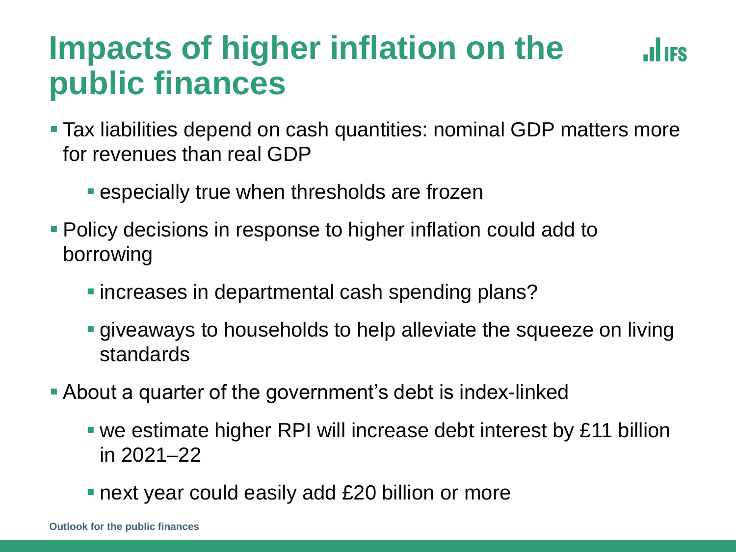# Impacts of higher inflation on the public finances

- Tax liabilities depend on cash quantities: nominal GDP matters more for revenues than real GDP
  - especially true when thresholds are frozen
- Policy decisions in response to higher inflation could add to borrowing
  - increases in departmental cash spending plans?
  - giveaways to households to help alleviate the squeeze on living standards
- About a quarter of the government's debt is index-linked
  - we estimate higher RPI will increase debt interest by £11 billion in 2021–22
  - next year could easily add £20 billion or more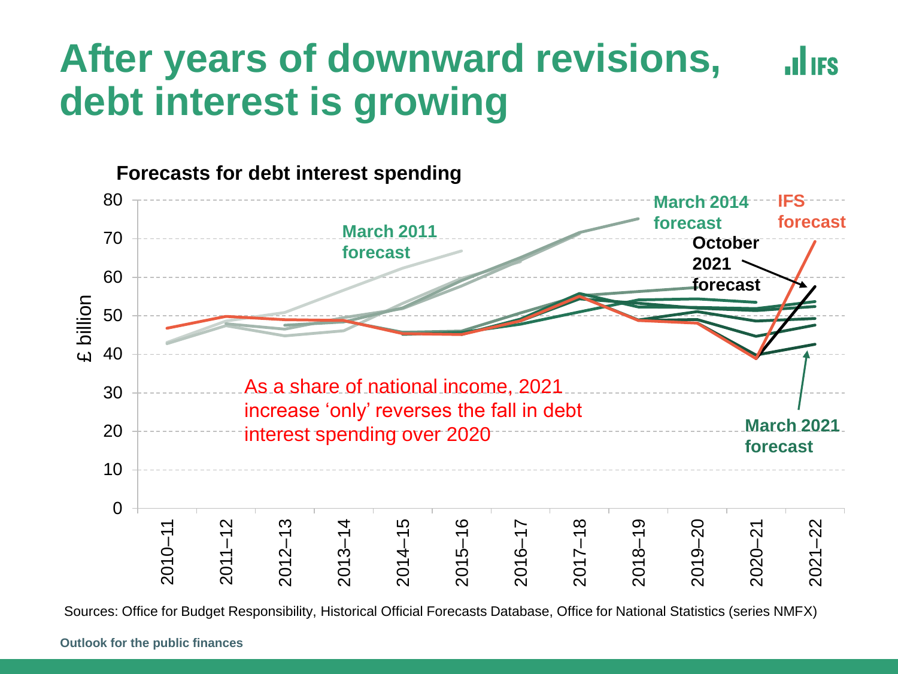# After years of downward revisions, debt interest is growing

**Forecasts for debt interest spending**

£ billion

80
70
60
50
40
30
20
10
0

2010–11
2011–12
2012–13
2013–14
2014–15
2015–16
2016–17
2017–18
2018–19
2019–20
2020–21
2021–22

March 2011 forecast

March 2014 forecast

IFS forecast

October 2021 forecast

March 2021 forecast

As a share of national income, 2021 increase 'only' reverses the fall in debt interest spending over 2020

Sources: Office for Budget Responsibility, Historical Official Forecasts Database, Office for National Statistics (series NMFX)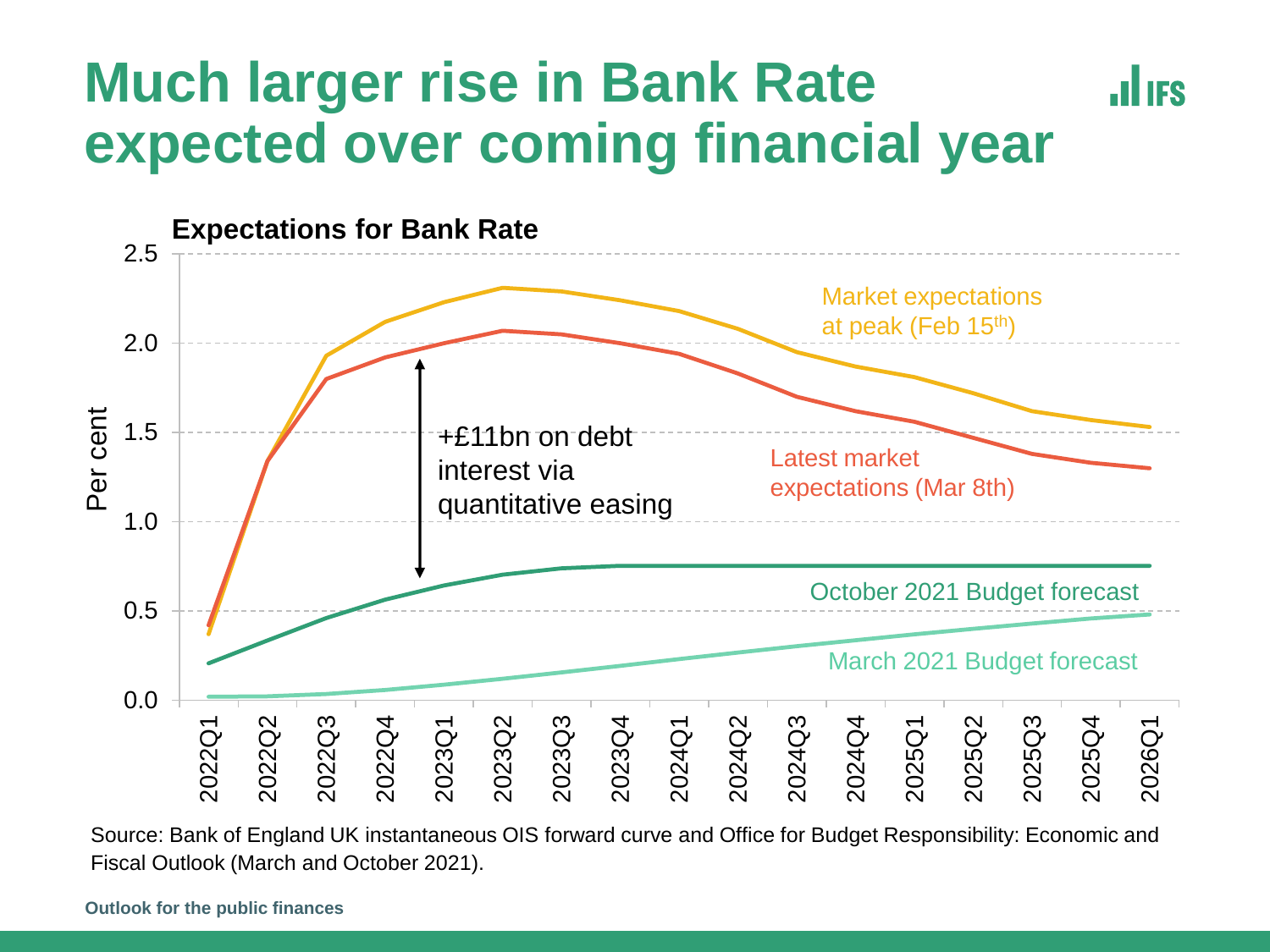# Much larger rise in Bank Rate expected over coming financial year

**Expectations for Bank Rate**

Per cent

2.5
2.0
1.5
1.0
0.5
0.0

2022Q1
2022Q2
2022Q3
2022Q4
2023Q1
2023Q2
2023Q3
2023Q4
2024Q1
2024Q2
2024Q3
2024Q4
2025Q1
2025Q2
2025Q3
2025Q4
2026Q1

Market expectations at peak (Feb 15th)

Latest market expectations (Mar 8th)

+£11bn on debt interest via quantitative easing

October 2021 Budget forecast

March 2021 Budget forecast

Source: Bank of England UK instantaneous OIS forward curve and Office for Budget Responsibility: Economic and Fiscal Outlook (March and October 2021).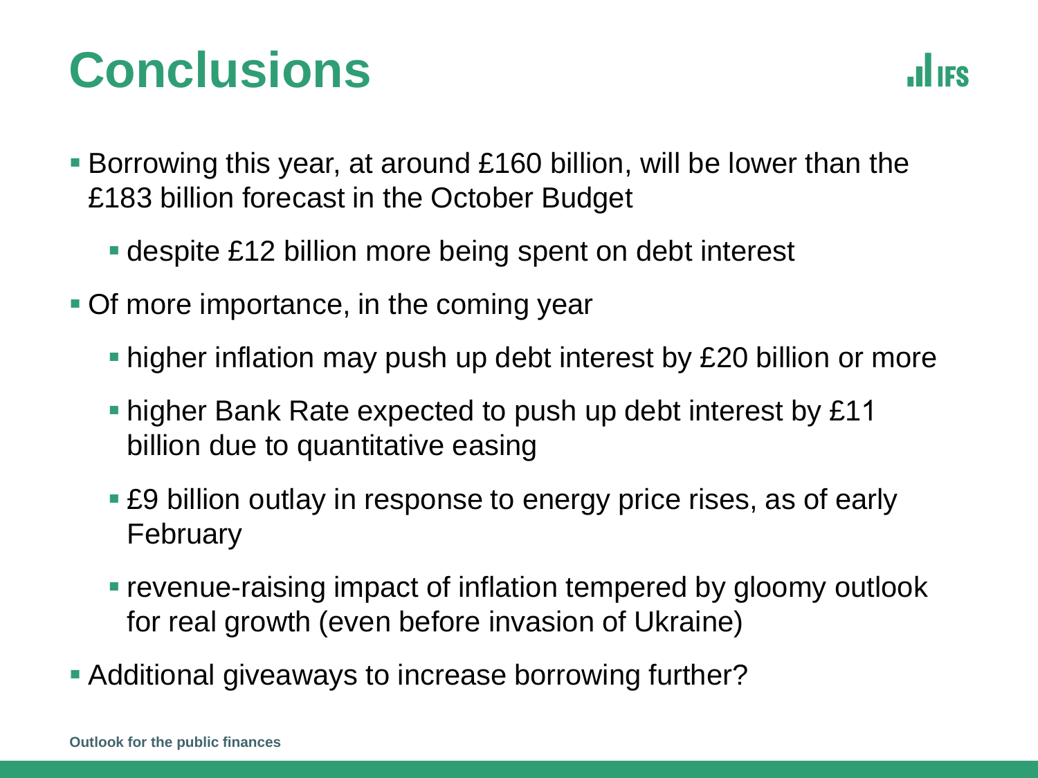# Conclusions

- Borrowing this year, at around £160 billion, will be lower than the £183 billion forecast in the October Budget
  - despite £12 billion more being spent on debt interest
- Of more importance, in the coming year
  - higher inflation may push up debt interest by £20 billion or more
  - higher Bank Rate expected to push up debt interest by £11 billion due to quantitative easing
  - £9 billion outlay in response to energy price rises, as of early February
  - revenue-raising impact of inflation tempered by gloomy outlook for real growth (even before invasion of Ukraine)
- Additional giveaways to increase borrowing further?